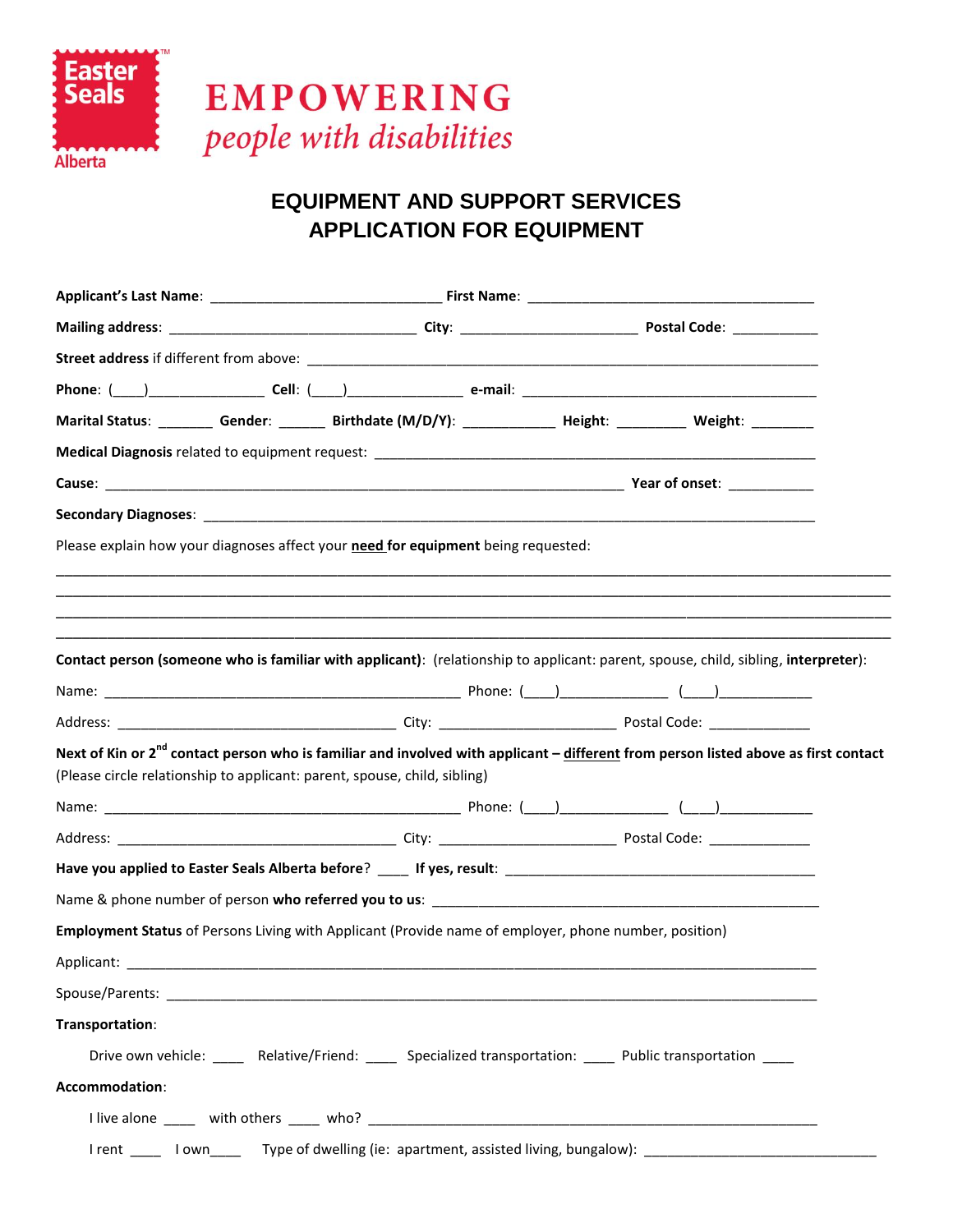Easter Seals Alberta™

**EMPOWERING**
*people with disabilities*

# EQUIPMENT AND SUPPORT SERVICES
# APPLICATION FOR EQUIPMENT

**Applicant's Last Name**: ____________________________ **First Name**: __________________________________

**Mailing address**: ______________________________ **City**: _____________________ **Postal Code**: __________

**Street address** if different from above: _____________________________________________________________

**Phone**: (____)______________ **Cell**: (____)______________ **e-mail**: ___________________________________

**Marital Status**: _______ **Gender**: ______ **Birthdate (M/D/Y)**: ___________ **Height**: ________ **Weight**: _______

**Medical Diagnosis** related to equipment request: _____________________________________________________

**Cause**: ______________________________________________________________ **Year of onset**: __________

**Secondary Diagnoses**: __________________________________________________________________________

Please explain how your diagnoses affect your <u>**need**</u> **for equipment** being requested:

_____________________________________________________________________________________________

_____________________________________________________________________________________________

_____________________________________________________________________________________________

_____________________________________________________________________________________________

**Contact person (someone who is familiar with applicant)**: (relationship to applicant: parent, spouse, child, sibling, **interpreter**):

Name: ___________________________________________ Phone: (____)_____________ (____)___________

Address: _________________________________ City: _____________________ Postal Code: ____________

**Next of Kin or 2nd contact person who is familiar and involved with applicant – <u>different</u> from person listed above as first contact** (Please circle relationship to applicant: parent, spouse, child, sibling)

Name: ___________________________________________ Phone: (____)_____________ (____)___________

Address: _________________________________ City: _____________________ Postal Code: ____________

**Have you applied to Easter Seals Alberta before**? ____ **If yes, result**: ______________________________________

Name & phone number of person **who referred you to us**: ________________________________________________

**Employment Status** of Persons Living with Applicant (Provide name of employer, phone number, position)

Applicant: ______________________________________________________________________________________

Spouse/Parents: _________________________________________________________________________________

**Transportation**:

Drive own vehicle: ____ Relative/Friend: ____ Specialized transportation: ____ Public transportation ____

**Accommodation**:

I live alone ____ with others ____ who? ________________________________________________________

I rent ____ I own____ Type of dwelling (ie: apartment, assisted living, bungalow): ___________________________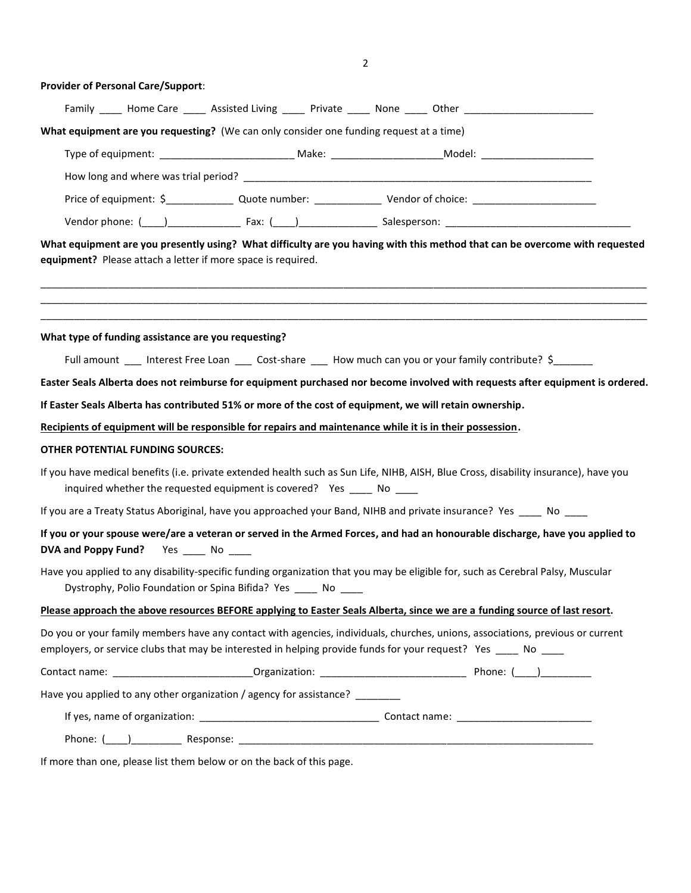**Provider of Personal Care/Support**:

Family ____ Home Care ____ Assisted Living ____ Private ____ None ____ Other _______________________

**What equipment are you requesting?** (We can only consider one funding request at a time)

Type of equipment: _______________________ Make: ___________________Model: ____________________

How long and where was trial period? _________________________________________________________________

Price of equipment: $____________ Quote number: ____________ Vendor of choice: ______________________

Vendor phone: (____)_____________ Fax: (____)______________ Salesperson: ________________________________

**What equipment are you presently using? What difficulty are you having with this method that can be overcome with requested equipment?** Please attach a letter if more space is required.

______________________________________________________________________________________________________________
______________________________________________________________________________________________________________
______________________________________________________________________________________________________________

**What type of funding assistance are you requesting?**

Full amount ___ Interest Free Loan ___ Cost-share ___ How much can you or your family contribute? $_______

**Easter Seals Alberta does not reimburse for equipment purchased nor become involved with requests after equipment is ordered.**

**If Easter Seals Alberta has contributed 51% or more of the cost of equipment, we will retain ownership.**

<u>**Recipients of equipment will be responsible for repairs and maintenance while it is in their possession**</u>**.**

**OTHER POTENTIAL FUNDING SOURCES:**

If you have medical benefits (i.e. private extended health such as Sun Life, NIHB, AISH, Blue Cross, disability insurance), have you inquired whether the requested equipment is covered? Yes ____ No ____

If you are a Treaty Status Aboriginal, have you approached your Band, NIHB and private insurance? Yes ____ No ____

**If you or your spouse were/are a veteran or served in the Armed Forces, and had an honourable discharge, have you applied to DVA and Poppy Fund?** Yes ____ No ____

Have you applied to any disability-specific funding organization that you may be eligible for, such as Cerebral Palsy, Muscular Dystrophy, Polio Foundation or Spina Bifida? Yes ____ No ____

<u>**Please approach the above resources BEFORE applying to Easter Seals Alberta, since we are a funding source of last resort**</u>**.**

Do you or your family members have any contact with agencies, individuals, churches, unions, associations, previous or current employers, or service clubs that may be interested in helping provide funds for your request? Yes ____ No ____

Contact name: ________________________Organization: _________________________ Phone: (____)_________

Have you applied to any other organization / agency for assistance? ________

If yes, name of organization: _______________________________ Contact name: _______________________

Phone: (____)_________ Response: __________________________________________________________________

If more than one, please list them below or on the back of this page.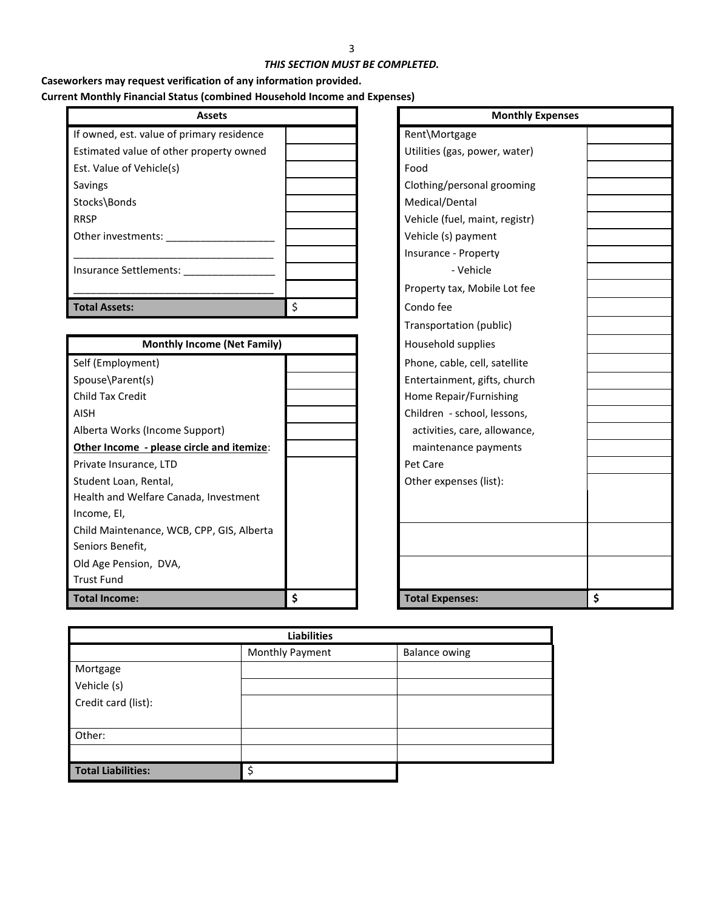*THIS SECTION MUST BE COMPLETED.*

**Caseworkers may request verification of any information provided.**

**Current Monthly Financial Status (combined Household Income and Expenses)**

| Assets | |
|---|---|
| If owned, est. value of primary residence | |
| Estimated value of other property owned | |
| Est. Value of Vehicle(s) | |
| Savings | |
| Stocks\Bonds | |
| RRSP | |
| Other investments: ___________________ | |
| _________________________________ | |
| Insurance Settlements: ________________ | |
| _________________________________ | |
| **Total Assets:** | $ |

| Monthly Income (Net Family) | |
|---|---|
| Self (Employment) | |
| Spouse\Parent(s) | |
| Child Tax Credit | |
| AISH | |
| Alberta Works (Income Support) | |
| **Other Income - please circle and itemize**: | |
| Private Insurance, LTD<br>Student Loan, Rental,<br>Health and Welfare Canada, Investment Income, EI,<br>Child Maintenance, WCB, CPP, GIS, Alberta Seniors Benefit,<br>Old Age Pension, DVA,<br>Trust Fund | |
| **Total Income:** | **$** |

| Monthly Expenses | |
|---|---|
| Rent\Mortgage | |
| Utilities (gas, power, water) | |
| Food | |
| Clothing/personal grooming | |
| Medical/Dental | |
| Vehicle (fuel, maint, registr) | |
| Vehicle (s) payment | |
| Insurance - Property | |
| - Vehicle | |
| Property tax, Mobile Lot fee | |
| Condo fee | |
| Transportation (public) | |
| Household supplies | |
| Phone, cable, cell, satellite | |
| Entertainment, gifts, church | |
| Home Repair/Furnishing | |
| Children - school, lessons, | |
| activities, care, allowance, | |
| maintenance payments | |
| Pet Care | |
| Other expenses (list): | |
| | |
| | |
| **Total Expenses:** | **$** |

| Liabilities | | |
|---|---|---|
| | Monthly Payment | Balance owing |
| Mortgage | | |
| Vehicle (s) | | |
| Credit card (list): | | |
| Other: | | |
| | | |
| **Total Liabilities:** | $ | |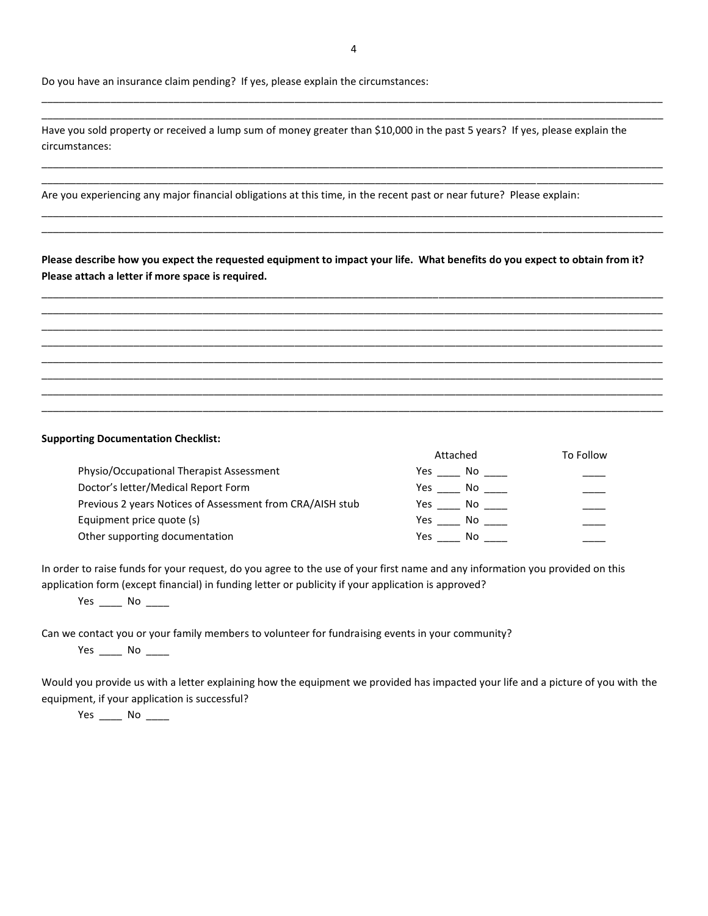Do you have an insurance claim pending? If yes, please explain the circumstances:

______________________________________________________________________________________________________

______________________________________________________________________________________________________

Have you sold property or received a lump sum of money greater than $10,000 in the past 5 years? If yes, please explain the circumstances:

______________________________________________________________________________________________________

______________________________________________________________________________________________________

Are you experiencing any major financial obligations at this time, in the recent past or near future? Please explain:

______________________________________________________________________________________________________

______________________________________________________________________________________________________

**Please describe how you expect the requested equipment to impact your life. What benefits do you expect to obtain from it? Please attach a letter if more space is required.**

______________________________________________________________________________________________________

______________________________________________________________________________________________________

______________________________________________________________________________________________________

______________________________________________________________________________________________________

______________________________________________________________________________________________________

______________________________________________________________________________________________________

______________________________________________________________________________________________________

______________________________________________________________________________________________________

**Supporting Documentation Checklist:**

| | Attached | To Follow |
|---|---|---|
| Physio/Occupational Therapist Assessment | Yes ____ No ____ | ____ |
| Doctor's letter/Medical Report Form | Yes ____ No ____ | ____ |
| Previous 2 years Notices of Assessment from CRA/AISH stub | Yes ____ No ____ | ____ |
| Equipment price quote (s) | Yes ____ No ____ | ____ |
| Other supporting documentation | Yes ____ No ____ | ____ |

In order to raise funds for your request, do you agree to the use of your first name and any information you provided on this application form (except financial) in funding letter or publicity if your application is approved?

Yes ____ No ____

Can we contact you or your family members to volunteer for fundraising events in your community?

Yes ____ No ____

Would you provide us with a letter explaining how the equipment we provided has impacted your life and a picture of you with the equipment, if your application is successful?

Yes ____ No ____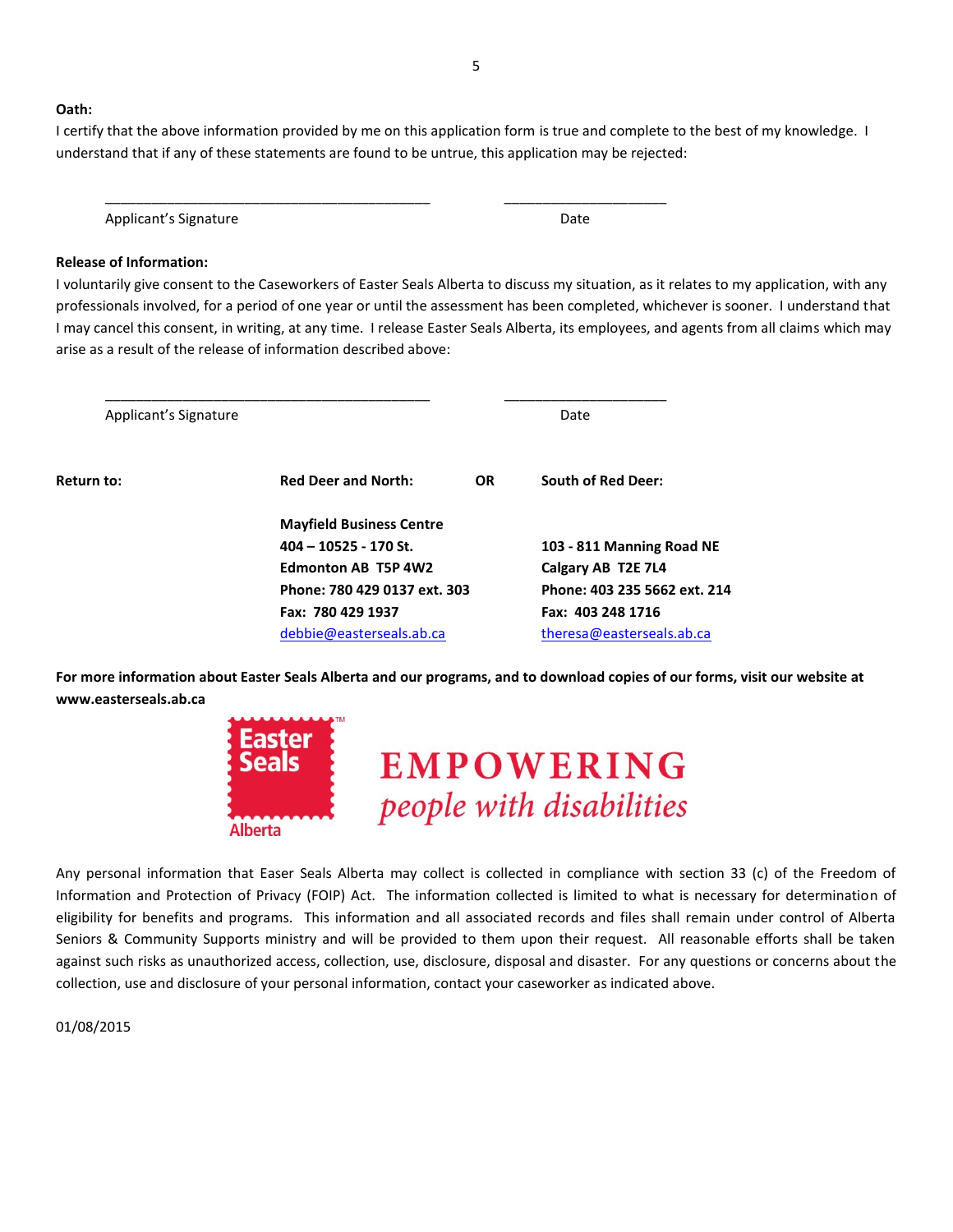**Oath:**

I certify that the above information provided by me on this application form is true and complete to the best of my knowledge. I understand that if any of these statements are found to be untrue, this application may be rejected:

\_\_\_\_\_\_\_\_\_\_\_\_\_\_\_\_\_\_\_\_\_\_\_\_\_\_\_\_\_\_\_\_\_\_\_\_\_\_\_\_\_\_ \_\_\_\_\_\_\_\_\_\_\_\_\_\_\_\_\_\_\_\_\_

Applicant's Signature Date

**Release of Information:**

I voluntarily give consent to the Caseworkers of Easter Seals Alberta to discuss my situation, as it relates to my application, with any professionals involved, for a period of one year or until the assessment has been completed, whichever is sooner. I understand that I may cancel this consent, in writing, at any time. I release Easter Seals Alberta, its employees, and agents from all claims which may arise as a result of the release of information described above:

\_\_\_\_\_\_\_\_\_\_\_\_\_\_\_\_\_\_\_\_\_\_\_\_\_\_\_\_\_\_\_\_\_\_\_\_\_\_\_\_\_\_ \_\_\_\_\_\_\_\_\_\_\_\_\_\_\_\_\_\_\_\_\_

Applicant's Signature Date

| **Return to:** | **Red Deer and North:** | **OR** | **South of Red Deer:** |
|---|---|---|---|
| | **Mayfield Business Centre** | | |
| | **404 – 10525 - 170 St.** | | **103 - 811 Manning Road NE** |
| | **Edmonton AB T5P 4W2** | | **Calgary AB T2E 7L4** |
| | **Phone: 780 429 0137 ext. 303** | | **Phone: 403 235 5662 ext. 214** |
| | **Fax: 780 429 1937** | | **Fax: 403 248 1716** |
| | debbie@easterseals.ab.ca | | theresa@easterseals.ab.ca |

**For more information about Easter Seals Alberta and our programs, and to download copies of our forms, visit our website at www.easterseals.ab.ca**

Easter Seals Alberta

EMPOWERING *people with disabilities*

Any personal information that Easer Seals Alberta may collect is collected in compliance with section 33 (c) of the Freedom of Information and Protection of Privacy (FOIP) Act. The information collected is limited to what is necessary for determination of eligibility for benefits and programs. This information and all associated records and files shall remain under control of Alberta Seniors & Community Supports ministry and will be provided to them upon their request. All reasonable efforts shall be taken against such risks as unauthorized access, collection, use, disclosure, disposal and disaster. For any questions or concerns about the collection, use and disclosure of your personal information, contact your caseworker as indicated above.

01/08/2015